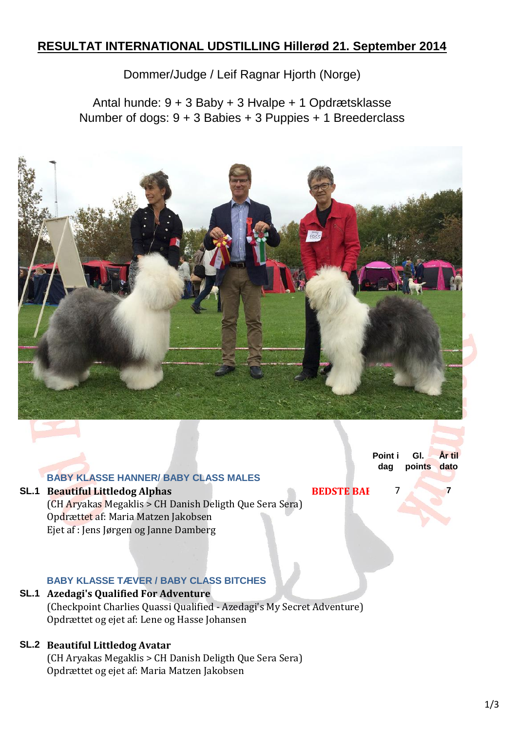# RESULTAT INTERNATIONAL UDSTILLING Hillerød 21. September 2014

Dommer/Judge / Leif Ragnar Hjorth (Norge)

Antal hunde: 9 + 3 Baby + 3 Hvalpe + 1 Opdrætsklasse
Number of dogs: 9 + 3 Babies + 3 Puppies + 1 Breederclass

| | | | Point i dag | Gl. points | År til dato |
|---|---|---|---|---|---|

### BABY KLASSE HANNER/ BABY CLASS MALES

| | | | Point i dag | Gl. points | År til dato |
|---|---|---|---|---|---|
| SL.1 | **Beautiful Littledog Alphas**<br>(CH Aryakas Megaklis > CH Danish Deligth Que Sera Sera)<br>Opdrættet af: Maria Matzen Jakobsen<br>Ejet af : Jens Jørgen og Janne Damberg | BEDSTE BAI | 7 | | 7 |

### BABY KLASSE TÆVER / BABY CLASS BITCHES

**SL.1 Azedagi's Qualified For Adventure**
(Checkpoint Charlies Quassi Qualified - Azedagi's My Secret Adventure)
Opdrættet og ejet af: Lene og Hasse Johansen

**SL.2 Beautiful Littledog Avatar**
(CH Aryakas Megaklis > CH Danish Deligth Que Sera Sera)
Opdrættet og ejet af: Maria Matzen Jakobsen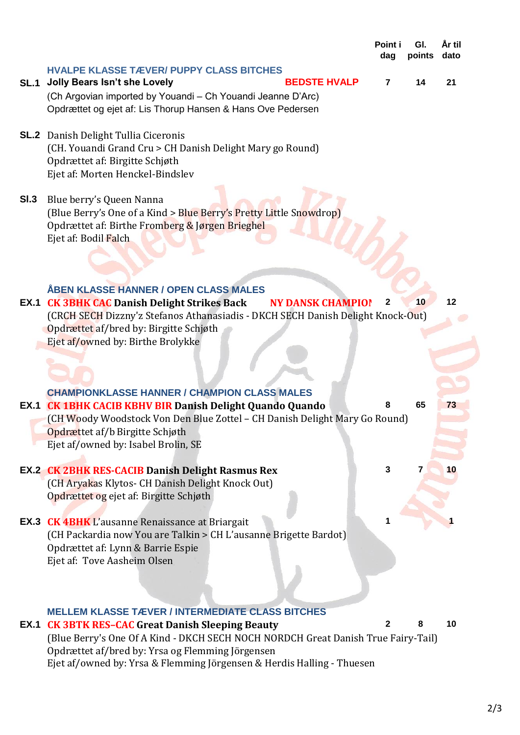| | | Point i dag | Gl. points | År til dato |
|---|---|---|---|---|

### HVALPE KLASSE TÆVER/ PUPPY CLASS BITCHES

**SL.1** **Jolly Bears Isn't she Lovely** **BEDSTE HVALP** — 7 | 14 | 21
(Ch Argovian imported by Youandi – Ch Youandi Jeanne D'Arc)
Opdrættet og ejet af: Lis Thorup Hansen & Hans Ove Pedersen

**SL.2** Danish Delight Tullia Ciceronis
(CH. Youandi Grand Cru > CH Danish Delight Mary go Round)
Opdrættet af: Birgitte Schjøth
Ejet af: Morten Henckel-Bindslev

**Sl.3** Blue berry's Queen Nanna
(Blue Berry's One of a Kind > Blue Berry's Pretty Little Snowdrop)
Opdrættet af: Birthe Fromberg & Jørgen Brieghel
Ejet af: Bodil Falch

### ÅBEN KLASSE HANNER / OPEN CLASS MALES

**EX.1** **CK 3BHK CAC Danish Delight Strikes Back** **NY DANSK CHAMPION** — 2 | 10 | 12
(CRCH SECH Dizzny'z Stefanos Athanasiadis - DKCH SECH Danish Delight Knock-Out)
Opdrættet af/bred by: Birgitte Schjøth
Ejet af/owned by: Birthe Brolykke

### CHAMPIONKLASSE HANNER / CHAMPION CLASS MALES

**EX.1** **CK 1BHK CACIB KBHV BIR Danish Delight Quando Quando** — 8 | 65 | 73
(CH Woody Woodstock Von Den Blue Zottel – CH Danish Delight Mary Go Round)
Opdrættet af/b Birgitte Schjøth
Ejet af/owned by: Isabel Brolin, SE

**EX.2** **CK 2BHK RES-CACIB Danish Delight Rasmus Rex** — 3 | 7 | 10
(CH Aryakas Klytos- CH Danish Delight Knock Out)
Opdrættet og ejet af: Birgitte Schjøth

**EX.3** **CK 4BHK** L'ausanne Renaissance at Briargait — 1 | | 1
(CH Packardia now You are Talkin > CH L'ausanne Brigette Bardot)
Opdrættet af: Lynn & Barrie Espie
Ejet af: Tove Aasheim Olsen

### MELLEM KLASSE TÆVER / INTERMEDIATE CLASS BITCHES

**EX.1** **CK 3BTK RES–CAC Great Danish Sleeping Beauty** — 2 | 8 | 10
(Blue Berry's One Of A Kind - DKCH SECH NOCH NORDCH Great Danish True Fairy-Tail)
Opdrættet af/bred by: Yrsa og Flemming Jörgensen
Ejet af/owned by: Yrsa & Flemming Jörgensen & Herdis Halling - Thuesen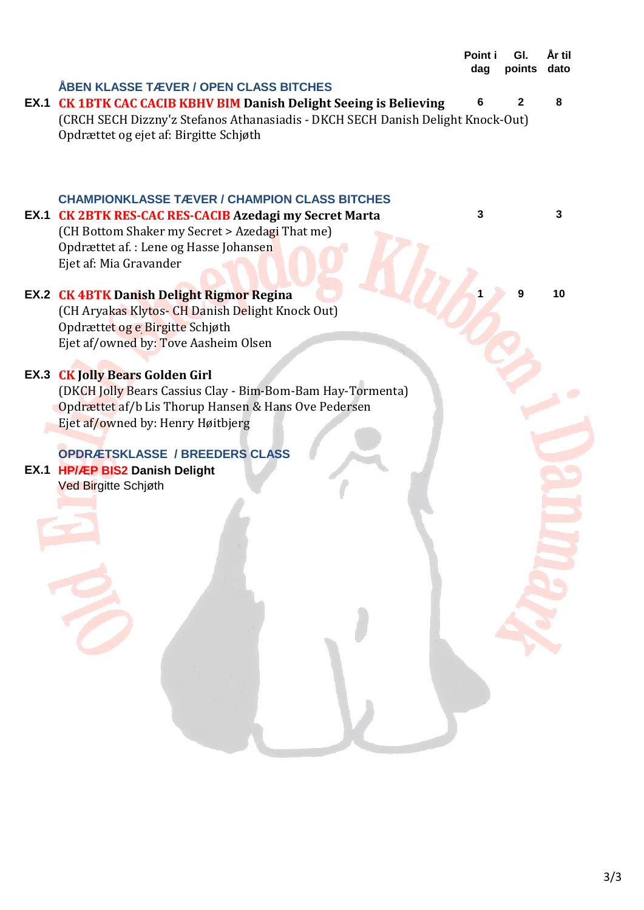| | | Point i dag | Gl. points | År til dato |
|---|---|---|---|---|

### ÅBEN KLASSE TÆVER / OPEN CLASS BITCHES

| | | Point i dag | Gl. points | År til dato |
|---|---|---|---|---|
| **EX.1** | **CK 1BTK CAC CACIB KBHV BIM Danish Delight Seeing is Believing**<br>(CRCH SECH Dizzy'z Stefanos Athanasiadis - DKCH SECH Danish Delight Knock-Out)<br>Opdrættet og ejet af: Birgitte Schjøth | 6 | 2 | 8 |

### CHAMPIONKLASSE TÆVER / CHAMPION CLASS BITCHES

| | | Point i dag | Gl. points | År til dato |
|---|---|---|---|---|
| **EX.1** | **CK 2BTK RES-CAC RES-CACIB Azedagi my Secret Marta**<br>(CH Bottom Shaker my Secret > Azedagi That me)<br>Opdrættet af. : Lene og Hasse Johansen<br>Ejet af: Mia Gravander | 3 | | 3 |
| **EX.2** | **CK 4BTK Danish Delight Rigmor Regina**<br>(CH Aryakas Klytos- CH Danish Delight Knock Out)<br>Opdrættet og e Birgitte Schjøth<br>Ejet af/owned by: Tove Aasheim Olsen | 1 | 9 | 10 |
| **EX.3** | **CK Jolly Bears Golden Girl**<br>(DKCH Jolly Bears Cassius Clay - Bim-Bom-Bam Hay-Tormenta)<br>Opdrættet af/b Lis Thorup Hansen & Hans Ove Pedersen<br>Ejet af/owned by: Henry Høitbjerg | | | |

### OPDRÆTSKLASSE / BREEDERS CLASS

**EX.1** **HP/ÆP BIS2 Danish Delight**
Ved Birgitte Schjøth